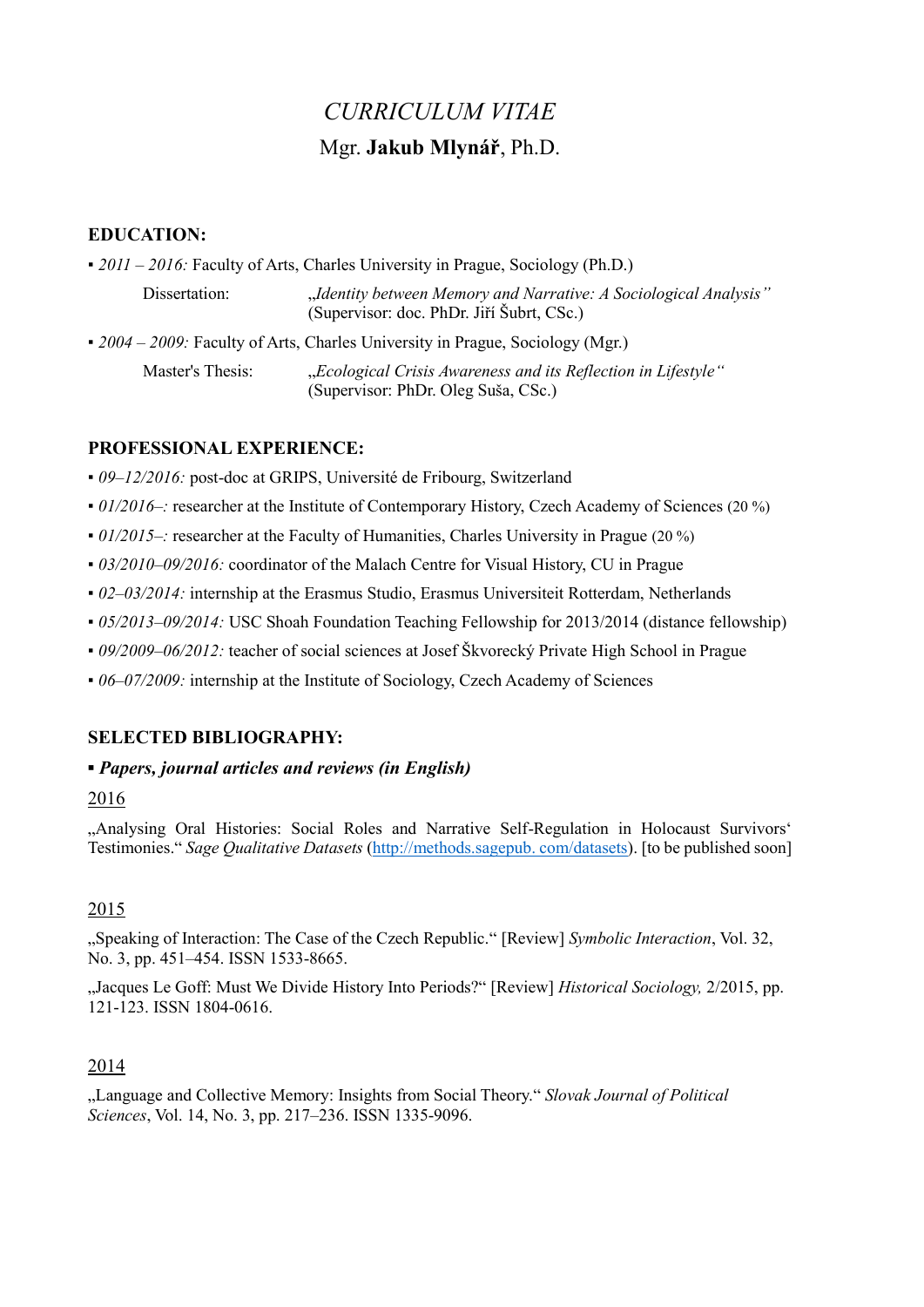# *CURRICULUM VITAE*

## Mgr. **Jakub Mlynář**, Ph.D.

### EDUCATION:

▪ *2011 – 2016:* Faculty of Arts, Charles University in Prague, Sociology (Ph.D.)

Dissertation: „*Identity between Memory and Narrative: A Sociological Analysis"* (Supervisor: doc. PhDr. Jiří Šubrt, CSc.)

▪ *2004 – 2009:* Faculty of Arts, Charles University in Prague, Sociology (Mgr.)

Master's Thesis: „*Ecological Crisis Awareness and its Reflection in Lifestyle"* (Supervisor: PhDr. Oleg Suša, CSc.)

### PROFESSIONAL EXPERIENCE:

- *09–12/2016:* post-doc at GRIPS, Université de Fribourg, Switzerland
- *01/2016–:* researcher at the Institute of Contemporary History, Czech Academy of Sciences (20 %)
- *01/2015–:* researcher at the Faculty of Humanities, Charles University in Prague (20 %)
- *03/2010–09/2016:* coordinator of the Malach Centre for Visual History, CU in Prague
- *02–03/2014:* internship at the Erasmus Studio, Erasmus Universiteit Rotterdam, Netherlands
- *05/2013–09/2014:* USC Shoah Foundation Teaching Fellowship for 2013/2014 (distance fellowship)
- *09/2009–06/2012:* teacher of social sciences at Josef Škvorecký Private High School in Prague
- *06–07/2009:* internship at the Institute of Sociology, Czech Academy of Sciences

### SELECTED BIBLIOGRAPHY:

▪ ***Papers, journal articles and reviews (in English)***

2016

„Analysing Oral Histories: Social Roles and Narrative Self-Regulation in Holocaust Survivors' Testimonies." *Sage Qualitative Datasets* (http://methods.sagepub. com/datasets). [to be published soon]

2015

„Speaking of Interaction: The Case of the Czech Republic." [Review] *Symbolic Interaction*, Vol. 32, No. 3, pp. 451–454. ISSN 1533-8665.

„Jacques Le Goff: Must We Divide History Into Periods?" [Review] *Historical Sociology,* 2/2015, pp. 121-123. ISSN 1804-0616.

2014

„Language and Collective Memory: Insights from Social Theory." *Slovak Journal of Political Sciences*, Vol. 14, No. 3, pp. 217–236. ISSN 1335-9096.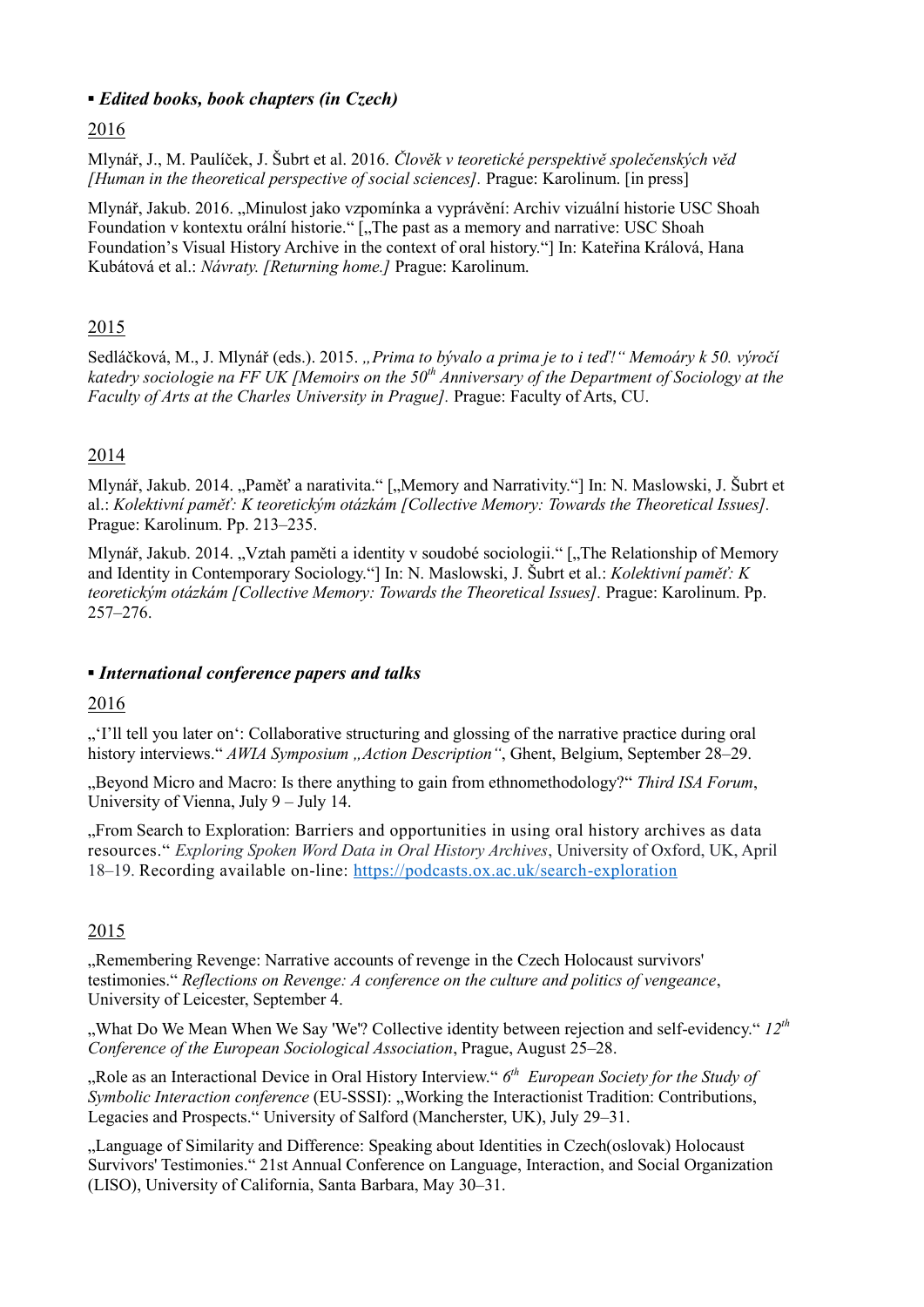## ▪ *Edited books, book chapters (in Czech)*

2016

Mlynář, J., M. Paulíček, J. Šubrt et al. 2016. *Člověk v teoretické perspektivě společenských věd [Human in the theoretical perspective of social sciences].* Prague: Karolinum. [in press]

Mlynář, Jakub. 2016. „Minulost jako vzpomínka a vyprávění: Archiv vizuální historie USC Shoah Foundation v kontextu orální historie." [„The past as a memory and narrative: USC Shoah Foundation's Visual History Archive in the context of oral history."] In: Kateřina Králová, Hana Kubátová et al.: *Návraty. [Returning home.]* Prague: Karolinum.

2015

Sedláčková, M., J. Mlynář (eds.). 2015. *„Prima to bývalo a prima je to i teď!" Memoáry k 50. výročí katedry sociologie na FF UK [Memoirs on the 50th Anniversary of the Department of Sociology at the Faculty of Arts at the Charles University in Prague].* Prague: Faculty of Arts, CU.

2014

Mlynář, Jakub. 2014. „Paměť a narativita." [„Memory and Narrativity."] In: N. Maslowski, J. Šubrt et al.: *Kolektivní paměť: K teoretickým otázkám [Collective Memory: Towards the Theoretical Issues].* Prague: Karolinum. Pp. 213–235.

Mlynář, Jakub. 2014. „Vztah paměti a identity v soudobé sociologii." [„The Relationship of Memory and Identity in Contemporary Sociology."] In: N. Maslowski, J. Šubrt et al.: *Kolektivní paměť: K teoretickým otázkám [Collective Memory: Towards the Theoretical Issues].* Prague: Karolinum. Pp. 257–276.

## ▪ *International conference papers and talks*

2016

„'I'll tell you later on': Collaborative structuring and glossing of the narrative practice during oral history interviews." *AWIA Symposium „Action Description"*, Ghent, Belgium, September 28–29.

„Beyond Micro and Macro: Is there anything to gain from ethnomethodology?" *Third ISA Forum*, University of Vienna, July 9 – July 14.

„From Search to Exploration: Barriers and opportunities in using oral history archives as data resources." *Exploring Spoken Word Data in Oral History Archives*, University of Oxford, UK, April 18–19. Recording available on-line: https://podcasts.ox.ac.uk/search-exploration

2015

„Remembering Revenge: Narrative accounts of revenge in the Czech Holocaust survivors' testimonies." *Reflections on Revenge: A conference on the culture and politics of vengeance*, University of Leicester, September 4.

„What Do We Mean When We Say 'We'? Collective identity between rejection and self-evidency." *12th Conference of the European Sociological Association*, Prague, August 25–28.

„Role as an Interactional Device in Oral History Interview." *6th European Society for the Study of Symbolic Interaction conference* (EU-SSSI): „Working the Interactionist Tradition: Contributions, Legacies and Prospects." University of Salford (Manchester, UK), July 29–31.

„Language of Similarity and Difference: Speaking about Identities in Czech(oslovak) Holocaust Survivors' Testimonies." 21st Annual Conference on Language, Interaction, and Social Organization (LISO), University of California, Santa Barbara, May 30–31.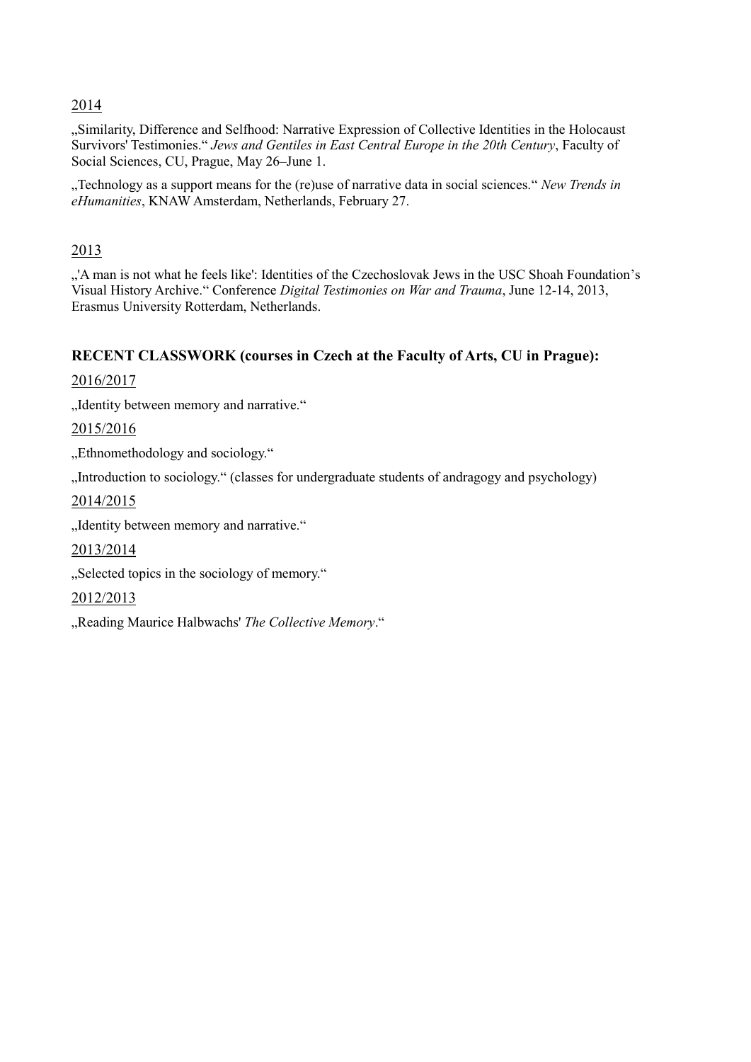2014

„Similarity, Difference and Selfhood: Narrative Expression of Collective Identities in the Holocaust Survivors' Testimonies.“ *Jews and Gentiles in East Central Europe in the 20th Century*, Faculty of Social Sciences, CU, Prague, May 26–June 1.

„Technology as a support means for the (re)use of narrative data in social sciences.“ *New Trends in eHumanities*, KNAW Amsterdam, Netherlands, February 27.

2013

„'A man is not what he feels like': Identities of the Czechoslovak Jews in the USC Shoah Foundation’s Visual History Archive.“ Conference *Digital Testimonies on War and Trauma*, June 12-14, 2013, Erasmus University Rotterdam, Netherlands.

**RECENT CLASSWORK (courses in Czech at the Faculty of Arts, CU in Prague):**

2016/2017

„Identity between memory and narrative.“

2015/2016

„Ethnomethodology and sociology.“

„Introduction to sociology.“ (classes for undergraduate students of andragogy and psychology)

2014/2015

„Identity between memory and narrative.“

2013/2014

„Selected topics in the sociology of memory.“

2012/2013

„Reading Maurice Halbwachs' *The Collective Memory*.“